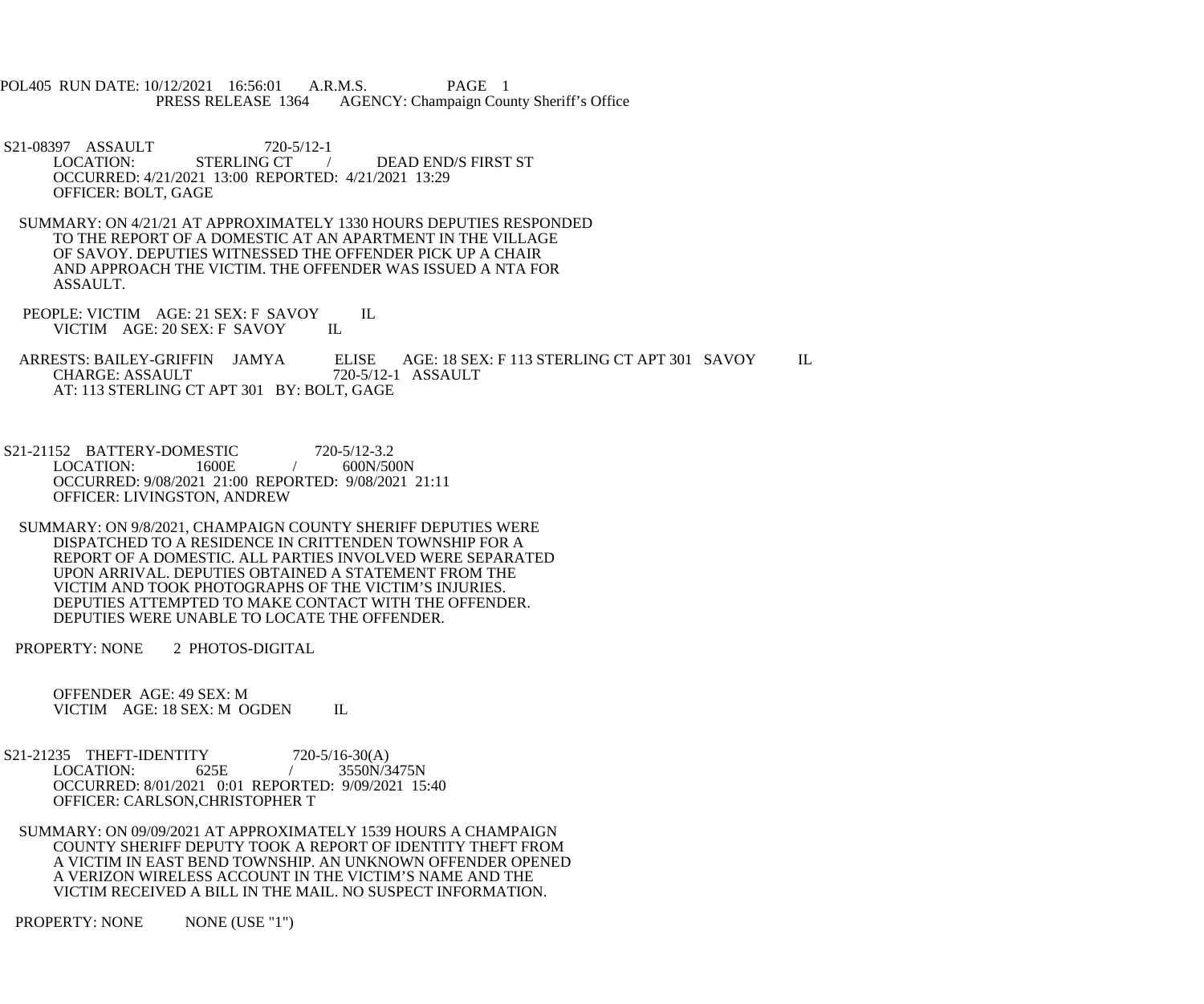POL405 RUN DATE: 10/12/2021 16:56:01 A.R.M.S. PAGE 1
PRESS RELEASE 1364 AGENCY: Champaign County Sheriff's Office

S21-08397 ASSAULT 720-5/12-1
LOCATION: STERLING CT / DEAD END/S FIRST ST
OCCURRED: 4/21/2021 13:00 REPORTED: 4/21/2021 13:29
OFFICER: BOLT, GAGE

SUMMARY: ON 4/21/21 AT APPROXIMATELY 1330 HOURS DEPUTIES RESPONDED TO THE REPORT OF A DOMESTIC AT AN APARTMENT IN THE VILLAGE OF SAVOY. DEPUTIES WITNESSED THE OFFENDER PICK UP A CHAIR AND APPROACH THE VICTIM. THE OFFENDER WAS ISSUED A NTA FOR ASSAULT.

PEOPLE: VICTIM AGE: 21 SEX: F SAVOY IL
VICTIM AGE: 20 SEX: F SAVOY IL

ARRESTS: BAILEY-GRIFFIN JAMYA ELISE AGE: 18 SEX: F 113 STERLING CT APT 301 SAVOY IL
CHARGE: ASSAULT 720-5/12-1 ASSAULT
AT: 113 STERLING CT APT 301 BY: BOLT, GAGE

S21-21152 BATTERY-DOMESTIC 720-5/12-3.2
LOCATION: 1600E / 600N/500N
OCCURRED: 9/08/2021 21:00 REPORTED: 9/08/2021 21:11
OFFICER: LIVINGSTON, ANDREW

SUMMARY: ON 9/8/2021, CHAMPAIGN COUNTY SHERIFF DEPUTIES WERE DISPATCHED TO A RESIDENCE IN CRITTENDEN TOWNSHIP FOR A REPORT OF A DOMESTIC. ALL PARTIES INVOLVED WERE SEPARATED UPON ARRIVAL. DEPUTIES OBTAINED A STATEMENT FROM THE VICTIM AND TOOK PHOTOGRAPHS OF THE VICTIM'S INJURIES. DEPUTIES ATTEMPTED TO MAKE CONTACT WITH THE OFFENDER. DEPUTIES WERE UNABLE TO LOCATE THE OFFENDER.

PROPERTY: NONE 2 PHOTOS-DIGITAL

OFFENDER AGE: 49 SEX: M
VICTIM AGE: 18 SEX: M OGDEN IL

S21-21235 THEFT-IDENTITY 720-5/16-30(A)
LOCATION: 625E / 3550N/3475N
OCCURRED: 8/01/2021 0:01 REPORTED: 9/09/2021 15:40
OFFICER: CARLSON,CHRISTOPHER T

SUMMARY: ON 09/09/2021 AT APPROXIMATELY 1539 HOURS A CHAMPAIGN COUNTY SHERIFF DEPUTY TOOK A REPORT OF IDENTITY THEFT FROM A VICTIM IN EAST BEND TOWNSHIP. AN UNKNOWN OFFENDER OPENED A VERIZON WIRELESS ACCOUNT IN THE VICTIM'S NAME AND THE VICTIM RECEIVED A BILL IN THE MAIL. NO SUSPECT INFORMATION.

PROPERTY: NONE NONE (USE "1")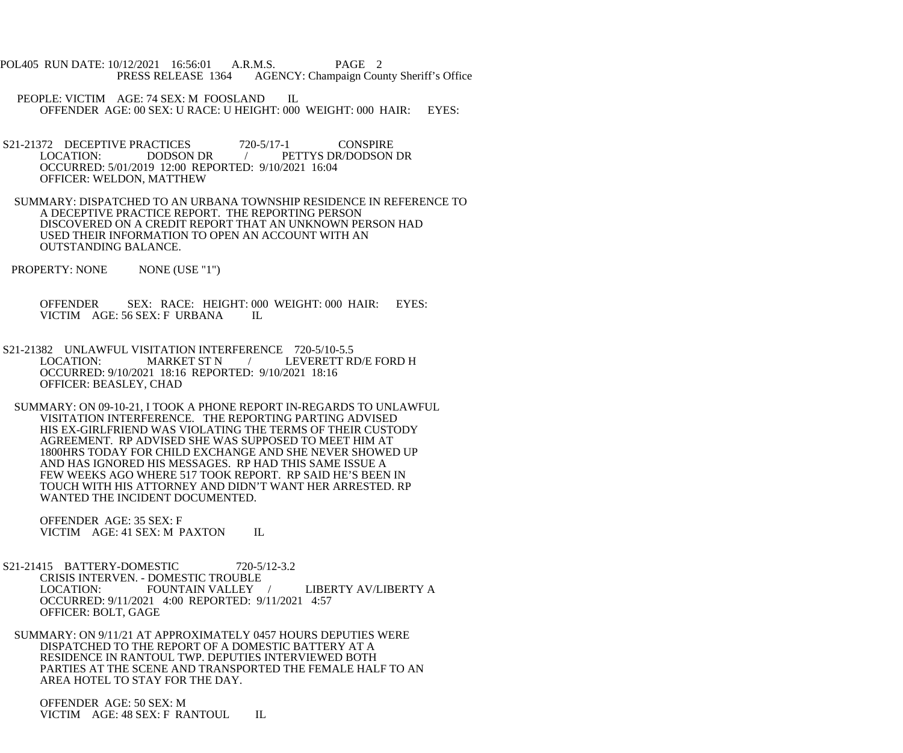POL405 RUN DATE: 10/12/2021 16:56:01 A.R.M.S. PAGE 2
PRESS RELEASE 1364 AGENCY: Champaign County Sheriff's Office

PEOPLE: VICTIM AGE: 74 SEX: M FOOSLAND IL
OFFENDER AGE: 00 SEX: U RACE: U HEIGHT: 000 WEIGHT: 000 HAIR: EYES:

S21-21372 DECEPTIVE PRACTICES 720-5/17-1 CONSPIRE
LOCATION: DODSON DR / PETTYS DR/DODSON DR
OCCURRED: 5/01/2019 12:00 REPORTED: 9/10/2021 16:04
OFFICER: WELDON, MATTHEW

SUMMARY: DISPATCHED TO AN URBANA TOWNSHIP RESIDENCE IN REFERENCE TO A DECEPTIVE PRACTICE REPORT. THE REPORTING PERSON DISCOVERED ON A CREDIT REPORT THAT AN UNKNOWN PERSON HAD USED THEIR INFORMATION TO OPEN AN ACCOUNT WITH AN OUTSTANDING BALANCE.

PROPERTY: NONE NONE (USE "1")

OFFENDER SEX: RACE: HEIGHT: 000 WEIGHT: 000 HAIR: EYES:
VICTIM AGE: 56 SEX: F URBANA IL

S21-21382 UNLAWFUL VISITATION INTERFERENCE 720-5/10-5.5
LOCATION: MARKET ST N / LEVERETT RD/E FORD H
OCCURRED: 9/10/2021 18:16 REPORTED: 9/10/2021 18:16
OFFICER: BEASLEY, CHAD

SUMMARY: ON 09-10-21, I TOOK A PHONE REPORT IN-REGARDS TO UNLAWFUL VISITATION INTERFERENCE. THE REPORTING PARTING ADVISED HIS EX-GIRLFRIEND WAS VIOLATING THE TERMS OF THEIR CUSTODY AGREEMENT. RP ADVISED SHE WAS SUPPOSED TO MEET HIM AT 1800HRS TODAY FOR CHILD EXCHANGE AND SHE NEVER SHOWED UP AND HAS IGNORED HIS MESSAGES. RP HAD THIS SAME ISSUE A FEW WEEKS AGO WHERE 517 TOOK REPORT. RP SAID HE'S BEEN IN TOUCH WITH HIS ATTORNEY AND DIDN'T WANT HER ARRESTED. RP WANTED THE INCIDENT DOCUMENTED.

OFFENDER AGE: 35 SEX: F
VICTIM AGE: 41 SEX: M PAXTON IL

S21-21415 BATTERY-DOMESTIC 720-5/12-3.2
CRISIS INTERVEN. - DOMESTIC TROUBLE
LOCATION: FOUNTAIN VALLEY / LIBERTY AV/LIBERTY A
OCCURRED: 9/11/2021 4:00 REPORTED: 9/11/2021 4:57
OFFICER: BOLT, GAGE

SUMMARY: ON 9/11/21 AT APPROXIMATELY 0457 HOURS DEPUTIES WERE DISPATCHED TO THE REPORT OF A DOMESTIC BATTERY AT A RESIDENCE IN RANTOUL TWP. DEPUTIES INTERVIEWED BOTH PARTIES AT THE SCENE AND TRANSPORTED THE FEMALE HALF TO AN AREA HOTEL TO STAY FOR THE DAY.

OFFENDER AGE: 50 SEX: M
VICTIM AGE: 48 SEX: F RANTOUL IL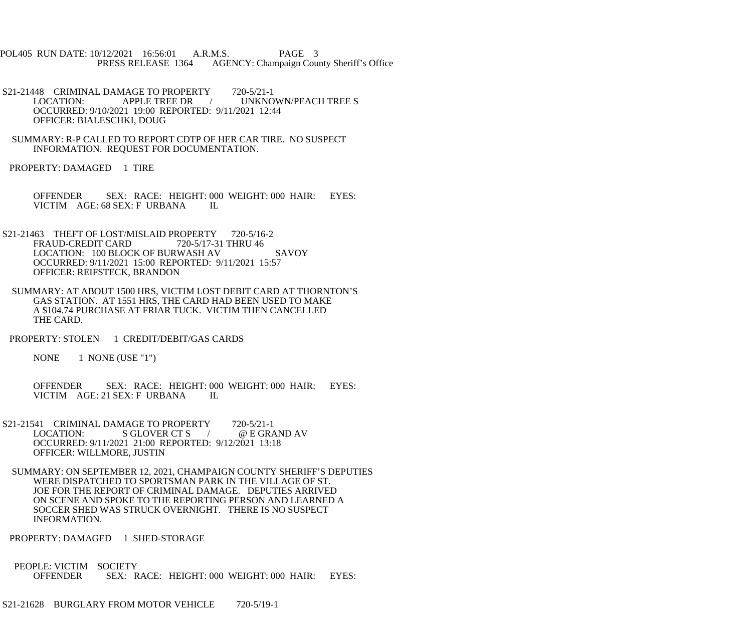S21-21448 CRIMINAL DAMAGE TO PROPERTY 720-5/21-1
LOCATION: APPLE TREE DR / UNKNOWN/PEACH TREE S
OCCURRED: 9/10/2021 19:00 REPORTED: 9/11/2021 12:44
OFFICER: BIALESCHKI, DOUG

SUMMARY: R-P CALLED TO REPORT CDTP OF HER CAR TIRE. NO SUSPECT INFORMATION. REQUEST FOR DOCUMENTATION.

PROPERTY: DAMAGED 1 TIRE

OFFENDER SEX: RACE: HEIGHT: 000 WEIGHT: 000 HAIR: EYES:
VICTIM AGE: 68 SEX: F URBANA IL

S21-21463 THEFT OF LOST/MISLAID PROPERTY 720-5/16-2
FRAUD-CREDIT CARD 720-5/17-31 THRU 46
LOCATION: 100 BLOCK OF BURWASH AV SAVOY
OCCURRED: 9/11/2021 15:00 REPORTED: 9/11/2021 15:57
OFFICER: REIFSTECK, BRANDON

SUMMARY: AT ABOUT 1500 HRS, VICTIM LOST DEBIT CARD AT THORNTON'S GAS STATION. AT 1551 HRS, THE CARD HAD BEEN USED TO MAKE A $104.74 PURCHASE AT FRIAR TUCK. VICTIM THEN CANCELLED THE CARD.

PROPERTY: STOLEN 1 CREDIT/DEBIT/GAS CARDS

NONE 1 NONE (USE "1")

OFFENDER SEX: RACE: HEIGHT: 000 WEIGHT: 000 HAIR: EYES:
VICTIM AGE: 21 SEX: F URBANA IL

S21-21541 CRIMINAL DAMAGE TO PROPERTY 720-5/21-1
LOCATION: S GLOVER CT S / @ E GRAND AV
OCCURRED: 9/11/2021 21:00 REPORTED: 9/12/2021 13:18
OFFICER: WILLMORE, JUSTIN

SUMMARY: ON SEPTEMBER 12, 2021, CHAMPAIGN COUNTY SHERIFF'S DEPUTIES WERE DISPATCHED TO SPORTSMAN PARK IN THE VILLAGE OF ST. JOE FOR THE REPORT OF CRIMINAL DAMAGE. DEPUTIES ARRIVED ON SCENE AND SPOKE TO THE REPORTING PERSON AND LEARNED A SOCCER SHED WAS STRUCK OVERNIGHT. THERE IS NO SUSPECT INFORMATION.

PROPERTY: DAMAGED 1 SHED-STORAGE

PEOPLE: VICTIM SOCIETY
OFFENDER SEX: RACE: HEIGHT: 000 WEIGHT: 000 HAIR: EYES:

S21-21628 BURGLARY FROM MOTOR VEHICLE 720-5/19-1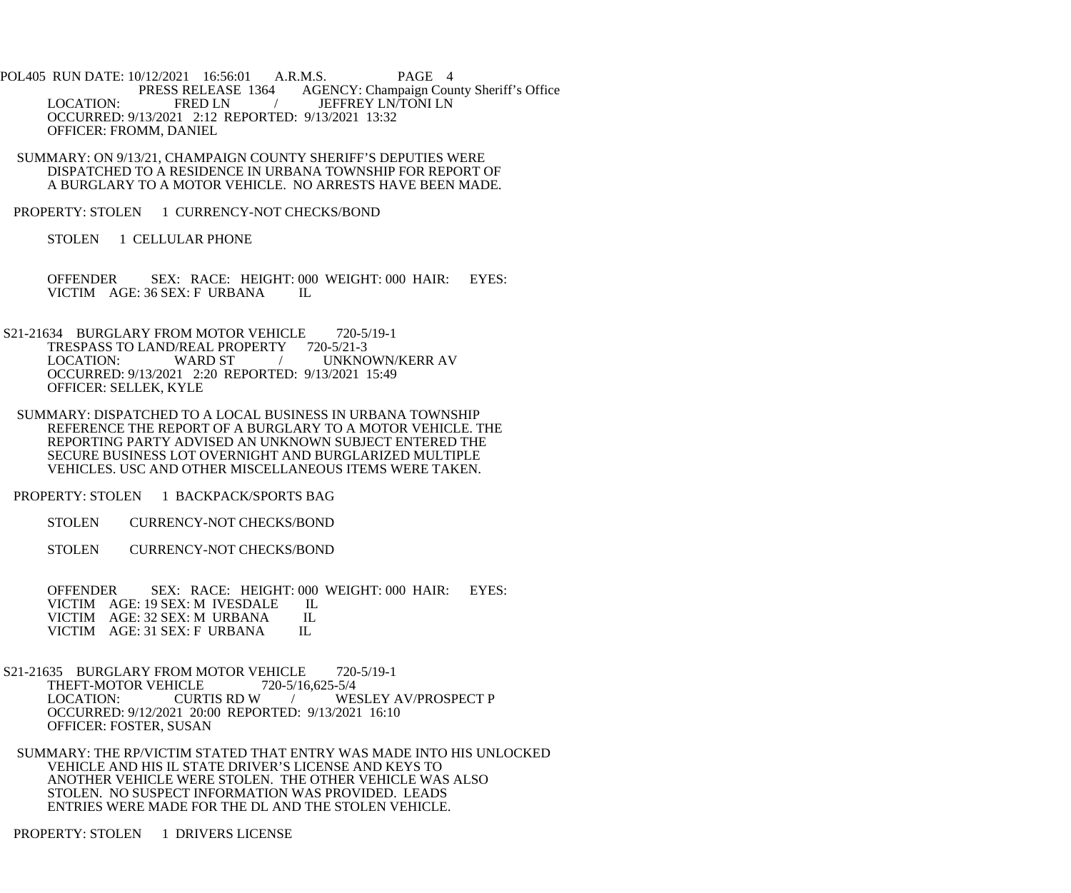POL405 RUN DATE: 10/12/2021 16:56:01 A.R.M.S. PAGE 4
PRESS RELEASE 1364 AGENCY: Champaign County Sheriff's Office

LOCATION: FRED LN / JEFFREY LN/TONI LN
OCCURRED: 9/13/2021 2:12 REPORTED: 9/13/2021 13:32
OFFICER: FROMM, DANIEL

SUMMARY: ON 9/13/21, CHAMPAIGN COUNTY SHERIFF'S DEPUTIES WERE DISPATCHED TO A RESIDENCE IN URBANA TOWNSHIP FOR REPORT OF A BURGLARY TO A MOTOR VEHICLE. NO ARRESTS HAVE BEEN MADE.

PROPERTY: STOLEN 1 CURRENCY-NOT CHECKS/BOND

STOLEN 1 CELLULAR PHONE

OFFENDER SEX: RACE: HEIGHT: 000 WEIGHT: 000 HAIR: EYES:
VICTIM AGE: 36 SEX: F URBANA IL

S21-21634 BURGLARY FROM MOTOR VEHICLE 720-5/19-1
TRESPASS TO LAND/REAL PROPERTY 720-5/21-3
LOCATION: WARD ST / UNKNOWN/KERR AV
OCCURRED: 9/13/2021 2:20 REPORTED: 9/13/2021 15:49
OFFICER: SELLEK, KYLE

SUMMARY: DISPATCHED TO A LOCAL BUSINESS IN URBANA TOWNSHIP REFERENCE THE REPORT OF A BURGLARY TO A MOTOR VEHICLE. THE REPORTING PARTY ADVISED AN UNKNOWN SUBJECT ENTERED THE SECURE BUSINESS LOT OVERNIGHT AND BURGLARIZED MULTIPLE VEHICLES. USC AND OTHER MISCELLANEOUS ITEMS WERE TAKEN.

PROPERTY: STOLEN 1 BACKPACK/SPORTS BAG

STOLEN CURRENCY-NOT CHECKS/BOND

STOLEN CURRENCY-NOT CHECKS/BOND

OFFENDER SEX: RACE: HEIGHT: 000 WEIGHT: 000 HAIR: EYES:
VICTIM AGE: 19 SEX: M IVESDALE IL
VICTIM AGE: 32 SEX: M URBANA IL
VICTIM AGE: 31 SEX: F URBANA IL

S21-21635 BURGLARY FROM MOTOR VEHICLE 720-5/19-1
THEFT-MOTOR VEHICLE 720-5/16,625-5/4
LOCATION: CURTIS RD W / WESLEY AV/PROSPECT P
OCCURRED: 9/12/2021 20:00 REPORTED: 9/13/2021 16:10
OFFICER: FOSTER, SUSAN

SUMMARY: THE RP/VICTIM STATED THAT ENTRY WAS MADE INTO HIS UNLOCKED VEHICLE AND HIS IL STATE DRIVER'S LICENSE AND KEYS TO ANOTHER VEHICLE WERE STOLEN. THE OTHER VEHICLE WAS ALSO STOLEN. NO SUSPECT INFORMATION WAS PROVIDED. LEADS ENTRIES WERE MADE FOR THE DL AND THE STOLEN VEHICLE.

PROPERTY: STOLEN 1 DRIVERS LICENSE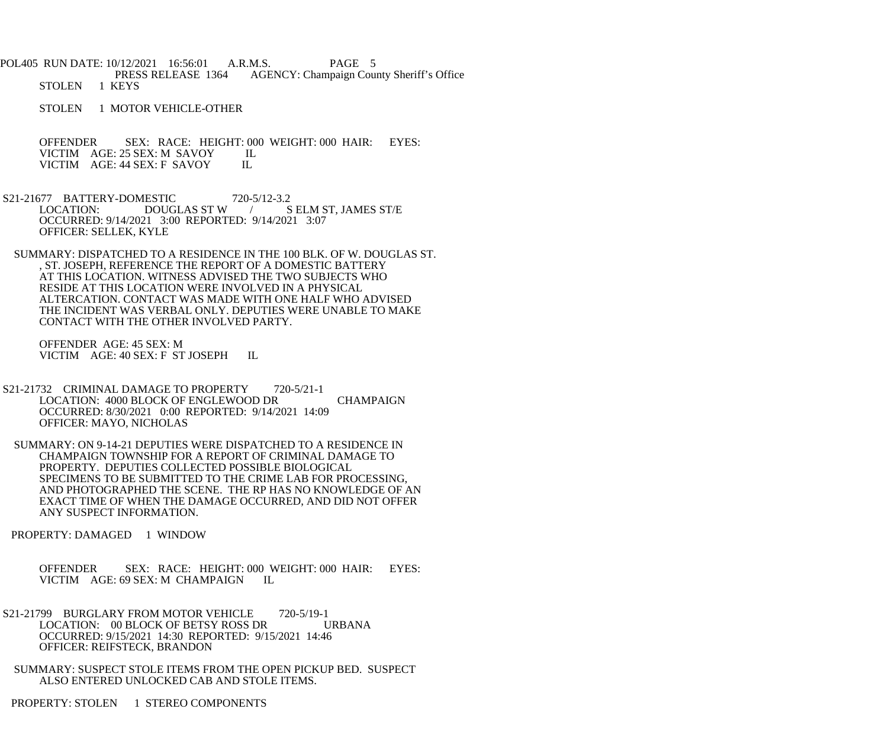STOLEN 1 KEYS

STOLEN 1 MOTOR VEHICLE-OTHER

OFFENDER SEX: RACE: HEIGHT: 000 WEIGHT: 000 HAIR: EYES:
VICTIM AGE: 25 SEX: M SAVOY IL
VICTIM AGE: 44 SEX: F SAVOY IL

S21-21677 BATTERY-DOMESTIC 720-5/12-3.2
LOCATION: DOUGLAS ST W / S ELM ST, JAMES ST/E
OCCURRED: 9/14/2021 3:00 REPORTED: 9/14/2021 3:07
OFFICER: SELLEK, KYLE

SUMMARY: DISPATCHED TO A RESIDENCE IN THE 100 BLK. OF W. DOUGLAS ST. , ST. JOSEPH, REFERENCE THE REPORT OF A DOMESTIC BATTERY AT THIS LOCATION. WITNESS ADVISED THE TWO SUBJECTS WHO RESIDE AT THIS LOCATION WERE INVOLVED IN A PHYSICAL ALTERCATION. CONTACT WAS MADE WITH ONE HALF WHO ADVISED THE INCIDENT WAS VERBAL ONLY. DEPUTIES WERE UNABLE TO MAKE CONTACT WITH THE OTHER INVOLVED PARTY.

OFFENDER AGE: 45 SEX: M
VICTIM AGE: 40 SEX: F ST JOSEPH IL

S21-21732 CRIMINAL DAMAGE TO PROPERTY 720-5/21-1
LOCATION: 4000 BLOCK OF ENGLEWOOD DR CHAMPAIGN
OCCURRED: 8/30/2021 0:00 REPORTED: 9/14/2021 14:09
OFFICER: MAYO, NICHOLAS

SUMMARY: ON 9-14-21 DEPUTIES WERE DISPATCHED TO A RESIDENCE IN CHAMPAIGN TOWNSHIP FOR A REPORT OF CRIMINAL DAMAGE TO PROPERTY. DEPUTIES COLLECTED POSSIBLE BIOLOGICAL SPECIMENS TO BE SUBMITTED TO THE CRIME LAB FOR PROCESSING, AND PHOTOGRAPHED THE SCENE. THE RP HAS NO KNOWLEDGE OF AN EXACT TIME OF WHEN THE DAMAGE OCCURRED, AND DID NOT OFFER ANY SUSPECT INFORMATION.

PROPERTY: DAMAGED 1 WINDOW

OFFENDER SEX: RACE: HEIGHT: 000 WEIGHT: 000 HAIR: EYES:
VICTIM AGE: 69 SEX: M CHAMPAIGN IL

S21-21799 BURGLARY FROM MOTOR VEHICLE 720-5/19-1
LOCATION: 00 BLOCK OF BETSY ROSS DR URBANA
OCCURRED: 9/15/2021 14:30 REPORTED: 9/15/2021 14:46
OFFICER: REIFSTECK, BRANDON

SUMMARY: SUSPECT STOLE ITEMS FROM THE OPEN PICKUP BED. SUSPECT ALSO ENTERED UNLOCKED CAB AND STOLE ITEMS.

PROPERTY: STOLEN 1 STEREO COMPONENTS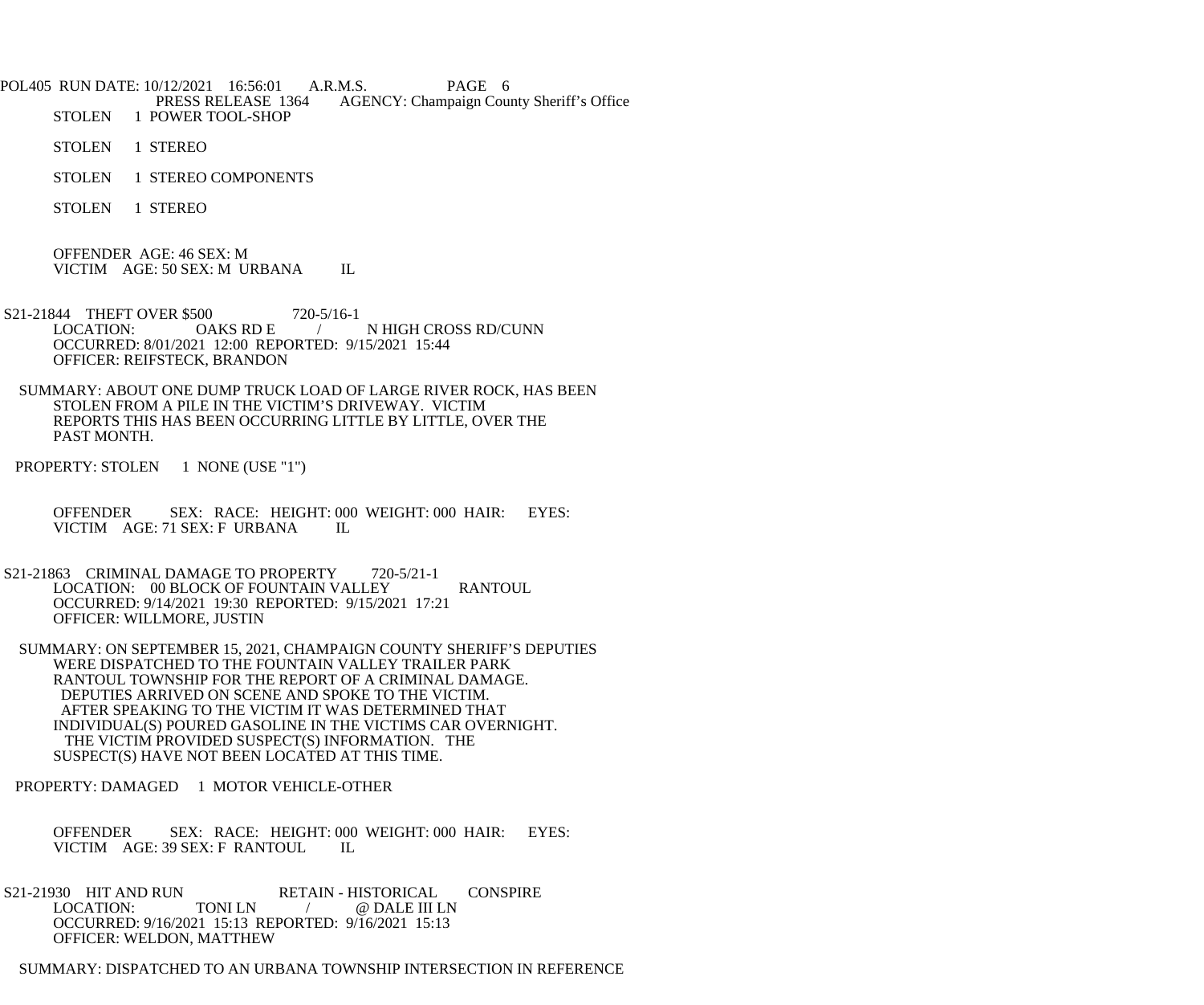STOLEN 1 POWER TOOL-SHOP

STOLEN 1 STEREO

STOLEN 1 STEREO COMPONENTS

STOLEN 1 STEREO

OFFENDER AGE: 46 SEX: M
VICTIM AGE: 50 SEX: M URBANA IL

S21-21844 THEFT OVER $500 720-5/16-1
LOCATION: OAKS RD E / N HIGH CROSS RD/CUNN
OCCURRED: 8/01/2021 12:00 REPORTED: 9/15/2021 15:44
OFFICER: REIFSTECK, BRANDON

SUMMARY: ABOUT ONE DUMP TRUCK LOAD OF LARGE RIVER ROCK, HAS BEEN STOLEN FROM A PILE IN THE VICTIM'S DRIVEWAY. VICTIM REPORTS THIS HAS BEEN OCCURRING LITTLE BY LITTLE, OVER THE PAST MONTH.

PROPERTY: STOLEN 1 NONE (USE "1")

OFFENDER SEX: RACE: HEIGHT: 000 WEIGHT: 000 HAIR: EYES:
VICTIM AGE: 71 SEX: F URBANA IL

S21-21863 CRIMINAL DAMAGE TO PROPERTY 720-5/21-1
LOCATION: 00 BLOCK OF FOUNTAIN VALLEY RANTOUL
OCCURRED: 9/14/2021 19:30 REPORTED: 9/15/2021 17:21
OFFICER: WILLMORE, JUSTIN

SUMMARY: ON SEPTEMBER 15, 2021, CHAMPAIGN COUNTY SHERIFF'S DEPUTIES WERE DISPATCHED TO THE FOUNTAIN VALLEY TRAILER PARK RANTOUL TOWNSHIP FOR THE REPORT OF A CRIMINAL DAMAGE. DEPUTIES ARRIVED ON SCENE AND SPOKE TO THE VICTIM. AFTER SPEAKING TO THE VICTIM IT WAS DETERMINED THAT INDIVIDUAL(S) POURED GASOLINE IN THE VICTIMS CAR OVERNIGHT. THE VICTIM PROVIDED SUSPECT(S) INFORMATION. THE SUSPECT(S) HAVE NOT BEEN LOCATED AT THIS TIME.

PROPERTY: DAMAGED 1 MOTOR VEHICLE-OTHER

OFFENDER SEX: RACE: HEIGHT: 000 WEIGHT: 000 HAIR: EYES:
VICTIM AGE: 39 SEX: F RANTOUL IL

S21-21930 HIT AND RUN RETAIN - HISTORICAL CONSPIRE
LOCATION: TONI LN / @ DALE III LN
OCCURRED: 9/16/2021 15:13 REPORTED: 9/16/2021 15:13
OFFICER: WELDON, MATTHEW

SUMMARY: DISPATCHED TO AN URBANA TOWNSHIP INTERSECTION IN REFERENCE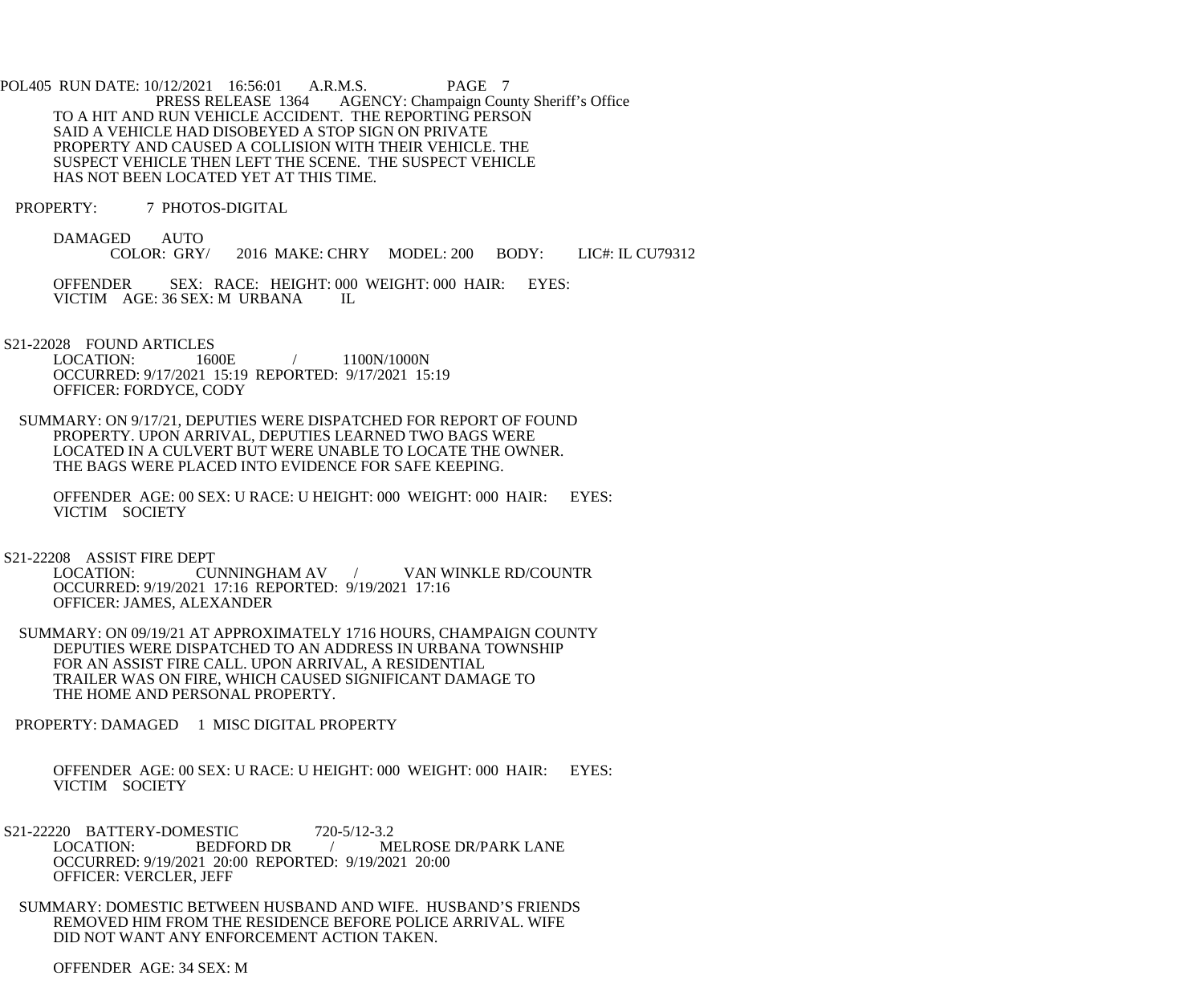TO A HIT AND RUN VEHICLE ACCIDENT. THE REPORTING PERSON SAID A VEHICLE HAD DISOBEYED A STOP SIGN ON PRIVATE PROPERTY AND CAUSED A COLLISION WITH THEIR VEHICLE. THE SUSPECT VEHICLE THEN LEFT THE SCENE. THE SUSPECT VEHICLE HAS NOT BEEN LOCATED YET AT THIS TIME.

PROPERTY: 7 PHOTOS-DIGITAL

DAMAGED AUTO
COLOR: GRY/ 2016 MAKE: CHRY MODEL: 200 BODY: LIC#: IL CU79312

OFFENDER SEX: RACE: HEIGHT: 000 WEIGHT: 000 HAIR: EYES:
VICTIM AGE: 36 SEX: M URBANA IL

S21-22028 FOUND ARTICLES
LOCATION: 1600E / 1100N/1000N
OCCURRED: 9/17/2021 15:19 REPORTED: 9/17/2021 15:19
OFFICER: FORDYCE, CODY

SUMMARY: ON 9/17/21, DEPUTIES WERE DISPATCHED FOR REPORT OF FOUND PROPERTY. UPON ARRIVAL, DEPUTIES LEARNED TWO BAGS WERE LOCATED IN A CULVERT BUT WERE UNABLE TO LOCATE THE OWNER. THE BAGS WERE PLACED INTO EVIDENCE FOR SAFE KEEPING.

OFFENDER AGE: 00 SEX: U RACE: U HEIGHT: 000 WEIGHT: 000 HAIR: EYES:
VICTIM SOCIETY

S21-22208 ASSIST FIRE DEPT
LOCATION: CUNNINGHAM AV / VAN WINKLE RD/COUNTR
OCCURRED: 9/19/2021 17:16 REPORTED: 9/19/2021 17:16
OFFICER: JAMES, ALEXANDER

SUMMARY: ON 09/19/21 AT APPROXIMATELY 1716 HOURS, CHAMPAIGN COUNTY DEPUTIES WERE DISPATCHED TO AN ADDRESS IN URBANA TOWNSHIP FOR AN ASSIST FIRE CALL. UPON ARRIVAL, A RESIDENTIAL TRAILER WAS ON FIRE, WHICH CAUSED SIGNIFICANT DAMAGE TO THE HOME AND PERSONAL PROPERTY.

PROPERTY: DAMAGED 1 MISC DIGITAL PROPERTY

OFFENDER AGE: 00 SEX: U RACE: U HEIGHT: 000 WEIGHT: 000 HAIR: EYES:
VICTIM SOCIETY

S21-22220 BATTERY-DOMESTIC 720-5/12-3.2
LOCATION: BEDFORD DR / MELROSE DR/PARK LANE
OCCURRED: 9/19/2021 20:00 REPORTED: 9/19/2021 20:00
OFFICER: VERCLER, JEFF

SUMMARY: DOMESTIC BETWEEN HUSBAND AND WIFE. HUSBAND'S FRIENDS REMOVED HIM FROM THE RESIDENCE BEFORE POLICE ARRIVAL. WIFE DID NOT WANT ANY ENFORCEMENT ACTION TAKEN.

OFFENDER AGE: 34 SEX: M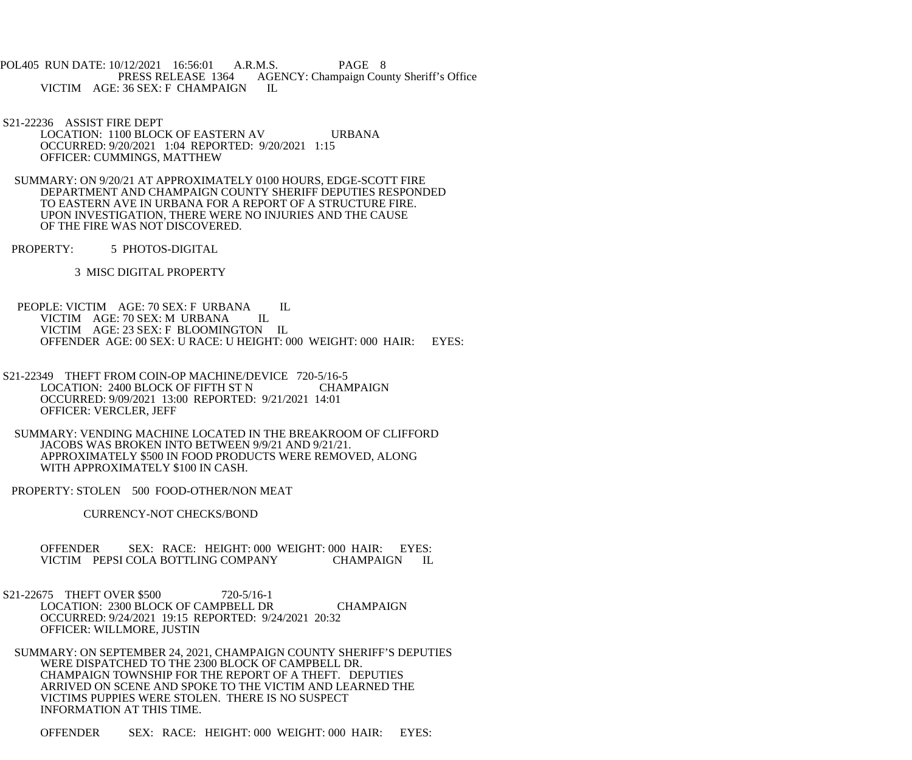VICTIM AGE: 36 SEX: F CHAMPAIGN IL

S21-22236 ASSIST FIRE DEPT
LOCATION: 1100 BLOCK OF EASTERN AV URBANA
OCCURRED: 9/20/2021 1:04 REPORTED: 9/20/2021 1:15
OFFICER: CUMMINGS, MATTHEW

SUMMARY: ON 9/20/21 AT APPROXIMATELY 0100 HOURS, EDGE-SCOTT FIRE DEPARTMENT AND CHAMPAIGN COUNTY SHERIFF DEPUTIES RESPONDED TO EASTERN AVE IN URBANA FOR A REPORT OF A STRUCTURE FIRE. UPON INVESTIGATION, THERE WERE NO INJURIES AND THE CAUSE OF THE FIRE WAS NOT DISCOVERED.

PROPERTY: 5 PHOTOS-DIGITAL

3 MISC DIGITAL PROPERTY

PEOPLE: VICTIM AGE: 70 SEX: F URBANA IL
VICTIM AGE: 70 SEX: M URBANA IL
VICTIM AGE: 23 SEX: F BLOOMINGTON IL
OFFENDER AGE: 00 SEX: U RACE: U HEIGHT: 000 WEIGHT: 000 HAIR: EYES:

S21-22349 THEFT FROM COIN-OP MACHINE/DEVICE 720-5/16-5
LOCATION: 2400 BLOCK OF FIFTH ST N CHAMPAIGN
OCCURRED: 9/09/2021 13:00 REPORTED: 9/21/2021 14:01
OFFICER: VERCLER, JEFF

SUMMARY: VENDING MACHINE LOCATED IN THE BREAKROOM OF CLIFFORD JACOBS WAS BROKEN INTO BETWEEN 9/9/21 AND 9/21/21. APPROXIMATELY $500 IN FOOD PRODUCTS WERE REMOVED, ALONG WITH APPROXIMATELY $100 IN CASH.

PROPERTY: STOLEN 500 FOOD-OTHER/NON MEAT

CURRENCY-NOT CHECKS/BOND

OFFENDER SEX: RACE: HEIGHT: 000 WEIGHT: 000 HAIR: EYES:
VICTIM PEPSI COLA BOTTLING COMPANY CHAMPAIGN IL

S21-22675 THEFT OVER $500 720-5/16-1
LOCATION: 2300 BLOCK OF CAMPBELL DR CHAMPAIGN
OCCURRED: 9/24/2021 19:15 REPORTED: 9/24/2021 20:32
OFFICER: WILLMORE, JUSTIN

SUMMARY: ON SEPTEMBER 24, 2021, CHAMPAIGN COUNTY SHERIFF'S DEPUTIES WERE DISPATCHED TO THE 2300 BLOCK OF CAMPBELL DR. CHAMPAIGN TOWNSHIP FOR THE REPORT OF A THEFT. DEPUTIES ARRIVED ON SCENE AND SPOKE TO THE VICTIM AND LEARNED THE VICTIMS PUPPIES WERE STOLEN. THERE IS NO SUSPECT INFORMATION AT THIS TIME.

OFFENDER SEX: RACE: HEIGHT: 000 WEIGHT: 000 HAIR: EYES: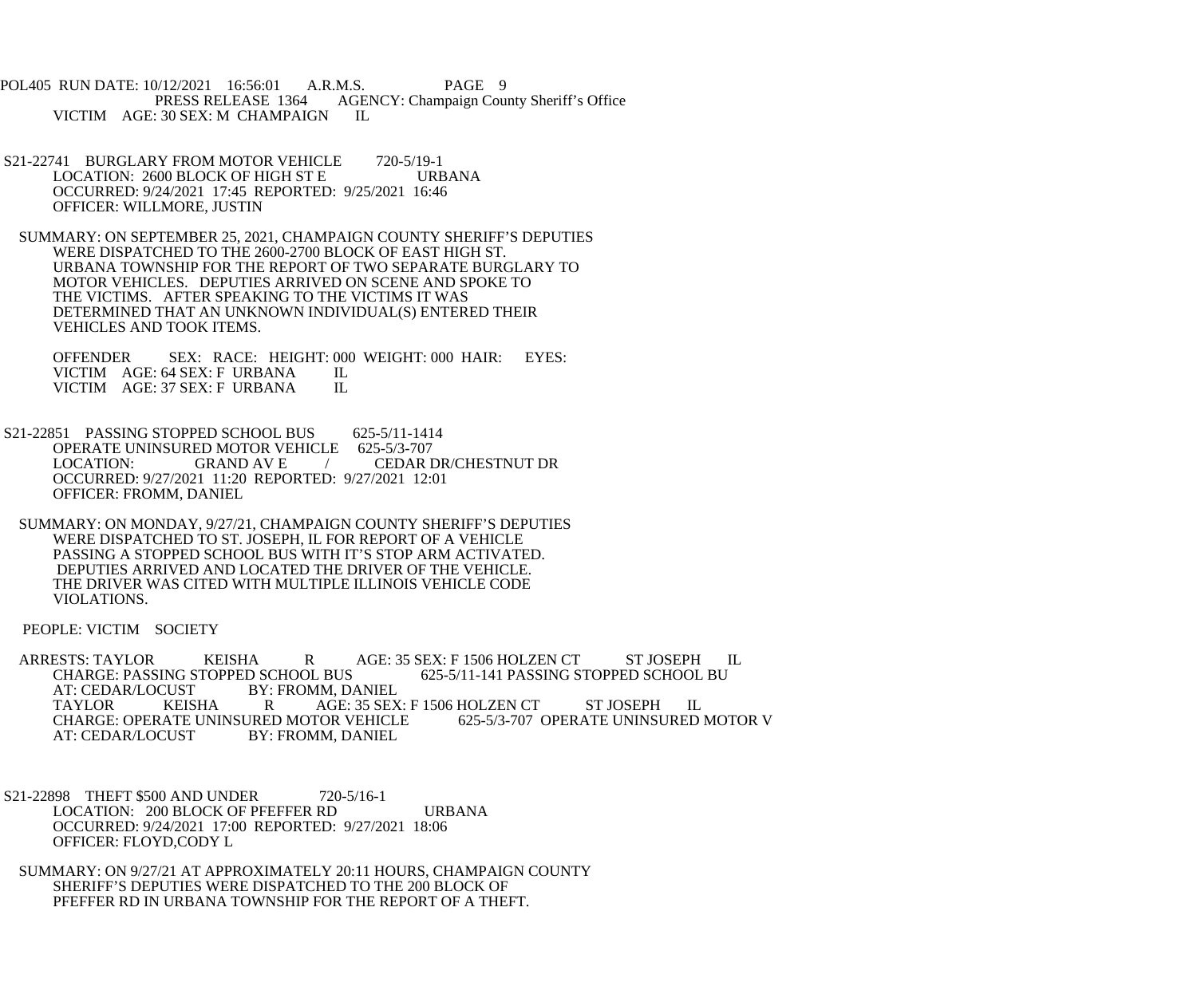VICTIM AGE: 30 SEX: M CHAMPAIGN IL

S21-22741 BURGLARY FROM MOTOR VEHICLE 720-5/19-1
LOCATION: 2600 BLOCK OF HIGH ST E URBANA
OCCURRED: 9/24/2021 17:45 REPORTED: 9/25/2021 16:46
OFFICER: WILLMORE, JUSTIN

SUMMARY: ON SEPTEMBER 25, 2021, CHAMPAIGN COUNTY SHERIFF'S DEPUTIES WERE DISPATCHED TO THE 2600-2700 BLOCK OF EAST HIGH ST. URBANA TOWNSHIP FOR THE REPORT OF TWO SEPARATE BURGLARY TO MOTOR VEHICLES. DEPUTIES ARRIVED ON SCENE AND SPOKE TO THE VICTIMS. AFTER SPEAKING TO THE VICTIMS IT WAS DETERMINED THAT AN UNKNOWN INDIVIDUAL(S) ENTERED THEIR VEHICLES AND TOOK ITEMS.

OFFENDER SEX: RACE: HEIGHT: 000 WEIGHT: 000 HAIR: EYES:
VICTIM AGE: 64 SEX: F URBANA IL
VICTIM AGE: 37 SEX: F URBANA IL

S21-22851 PASSING STOPPED SCHOOL BUS 625-5/11-1414
OPERATE UNINSURED MOTOR VEHICLE 625-5/3-707
LOCATION: GRAND AV E / CEDAR DR/CHESTNUT DR
OCCURRED: 9/27/2021 11:20 REPORTED: 9/27/2021 12:01
OFFICER: FROMM, DANIEL

SUMMARY: ON MONDAY, 9/27/21, CHAMPAIGN COUNTY SHERIFF'S DEPUTIES WERE DISPATCHED TO ST. JOSEPH, IL FOR REPORT OF A VEHICLE PASSING A STOPPED SCHOOL BUS WITH IT'S STOP ARM ACTIVATED. DEPUTIES ARRIVED AND LOCATED THE DRIVER OF THE VEHICLE. THE DRIVER WAS CITED WITH MULTIPLE ILLINOIS VEHICLE CODE VIOLATIONS.

PEOPLE: VICTIM SOCIETY

ARRESTS: TAYLOR KEISHA R AGE: 35 SEX: F 1506 HOLZEN CT ST JOSEPH IL
CHARGE: PASSING STOPPED SCHOOL BUS 625-5/11-141 PASSING STOPPED SCHOOL BU
AT: CEDAR/LOCUST BY: FROMM, DANIEL
TAYLOR KEISHA R AGE: 35 SEX: F 1506 HOLZEN CT ST JOSEPH IL
CHARGE: OPERATE UNINSURED MOTOR VEHICLE 625-5/3-707 OPERATE UNINSURED MOTOR V
AT: CEDAR/LOCUST BY: FROMM, DANIEL

S21-22898 THEFT $500 AND UNDER 720-5/16-1
LOCATION: 200 BLOCK OF PFEFFER RD URBANA
OCCURRED: 9/24/2021 17:00 REPORTED: 9/27/2021 18:06
OFFICER: FLOYD,CODY L

SUMMARY: ON 9/27/21 AT APPROXIMATELY 20:11 HOURS, CHAMPAIGN COUNTY SHERIFF'S DEPUTIES WERE DISPATCHED TO THE 200 BLOCK OF PFEFFER RD IN URBANA TOWNSHIP FOR THE REPORT OF A THEFT.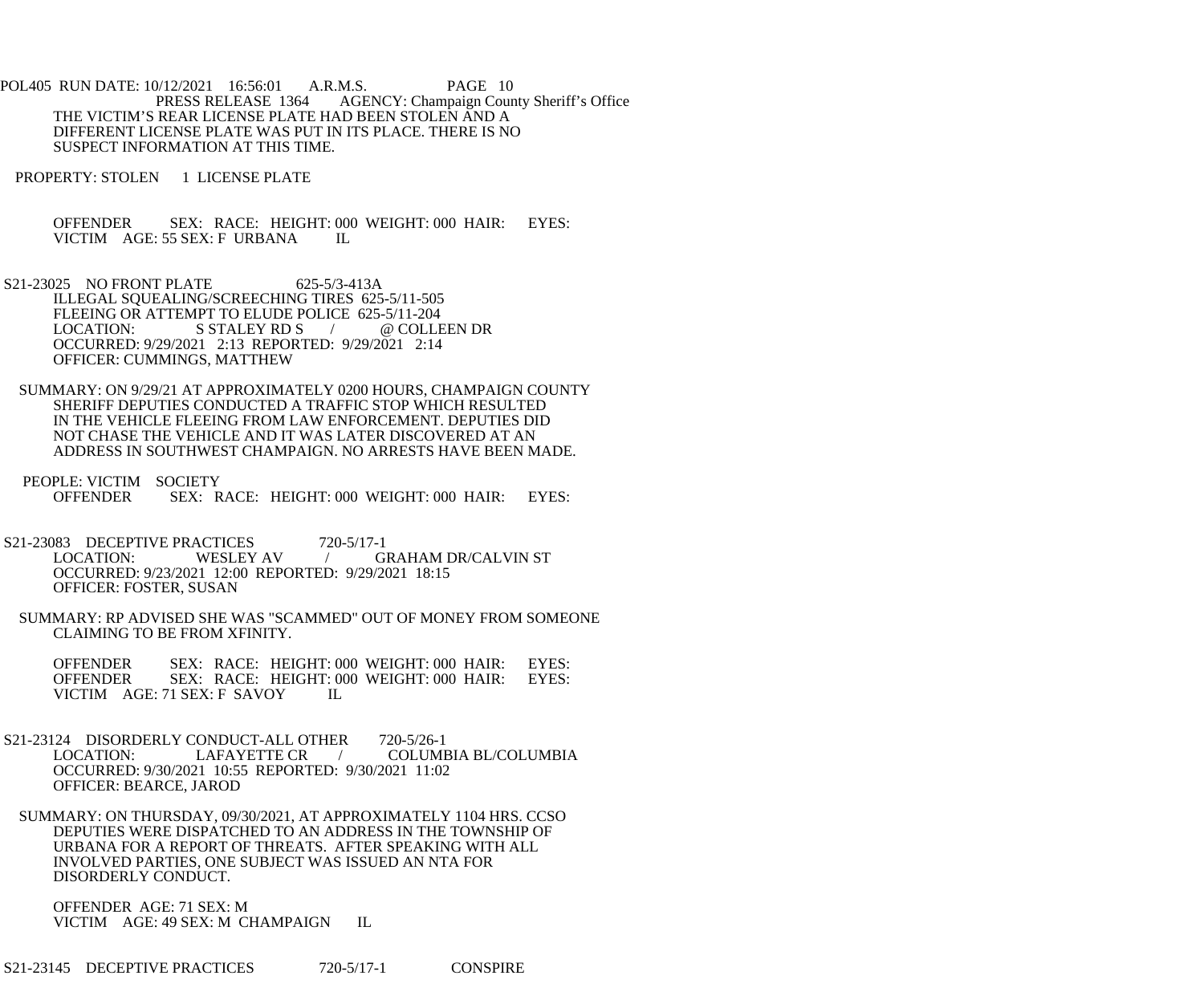THE VICTIM'S REAR LICENSE PLATE HAD BEEN STOLEN AND A DIFFERENT LICENSE PLATE WAS PUT IN ITS PLACE. THERE IS NO SUSPECT INFORMATION AT THIS TIME.

PROPERTY: STOLEN 1 LICENSE PLATE

OFFENDER SEX: RACE: HEIGHT: 000 WEIGHT: 000 HAIR: EYES:
VICTIM AGE: 55 SEX: F URBANA IL

S21-23025 NO FRONT PLATE 625-5/3-413A
ILLEGAL SQUEALING/SCREECHING TIRES 625-5/11-505
FLEEING OR ATTEMPT TO ELUDE POLICE 625-5/11-204
LOCATION: S STALEY RD S / @ COLLEEN DR
OCCURRED: 9/29/2021 2:13 REPORTED: 9/29/2021 2:14
OFFICER: CUMMINGS, MATTHEW

SUMMARY: ON 9/29/21 AT APPROXIMATELY 0200 HOURS, CHAMPAIGN COUNTY SHERIFF DEPUTIES CONDUCTED A TRAFFIC STOP WHICH RESULTED IN THE VEHICLE FLEEING FROM LAW ENFORCEMENT. DEPUTIES DID NOT CHASE THE VEHICLE AND IT WAS LATER DISCOVERED AT AN ADDRESS IN SOUTHWEST CHAMPAIGN. NO ARRESTS HAVE BEEN MADE.

PEOPLE: VICTIM SOCIETY
OFFENDER SEX: RACE: HEIGHT: 000 WEIGHT: 000 HAIR: EYES:

S21-23083 DECEPTIVE PRACTICES 720-5/17-1
LOCATION: WESLEY AV / GRAHAM DR/CALVIN ST
OCCURRED: 9/23/2021 12:00 REPORTED: 9/29/2021 18:15
OFFICER: FOSTER, SUSAN

SUMMARY: RP ADVISED SHE WAS "SCAMMED" OUT OF MONEY FROM SOMEONE CLAIMING TO BE FROM XFINITY.

OFFENDER SEX: RACE: HEIGHT: 000 WEIGHT: 000 HAIR: EYES:
OFFENDER SEX: RACE: HEIGHT: 000 WEIGHT: 000 HAIR: EYES:
VICTIM AGE: 71 SEX: F SAVOY IL

S21-23124 DISORDERLY CONDUCT-ALL OTHER 720-5/26-1
LOCATION: LAFAYETTE CR / COLUMBIA BL/COLUMBIA
OCCURRED: 9/30/2021 10:55 REPORTED: 9/30/2021 11:02
OFFICER: BEARCE, JAROD

SUMMARY: ON THURSDAY, 09/30/2021, AT APPROXIMATELY 1104 HRS. CCSO DEPUTIES WERE DISPATCHED TO AN ADDRESS IN THE TOWNSHIP OF URBANA FOR A REPORT OF THREATS. AFTER SPEAKING WITH ALL INVOLVED PARTIES, ONE SUBJECT WAS ISSUED AN NTA FOR DISORDERLY CONDUCT.

OFFENDER AGE: 71 SEX: M
VICTIM AGE: 49 SEX: M CHAMPAIGN IL

S21-23145 DECEPTIVE PRACTICES 720-5/17-1 CONSPIRE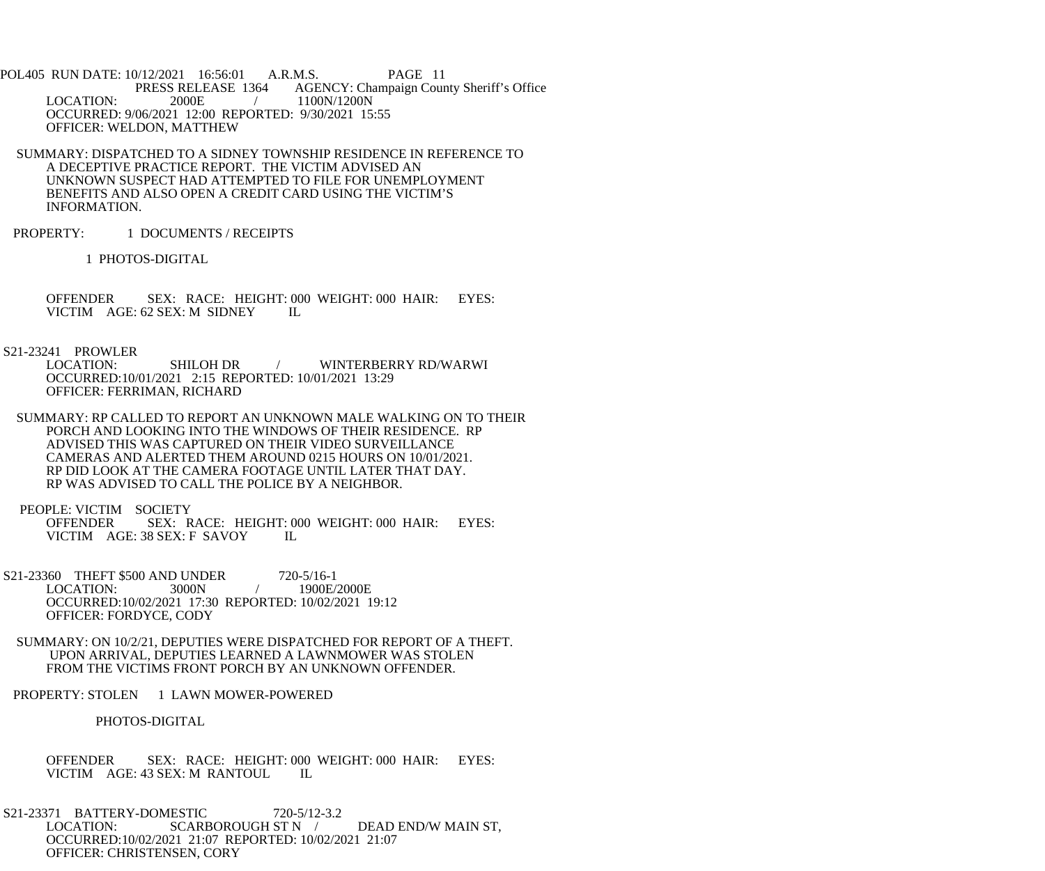POL405 RUN DATE: 10/12/2021 16:56:01 A.R.M.S. PAGE 11

PRESS RELEASE 1364 AGENCY: Champaign County Sheriff's Office

LOCATION: 2000E / 1100N/1200N
OCCURRED: 9/06/2021 12:00 REPORTED: 9/30/2021 15:55
OFFICER: WELDON, MATTHEW

SUMMARY: DISPATCHED TO A SIDNEY TOWNSHIP RESIDENCE IN REFERENCE TO A DECEPTIVE PRACTICE REPORT. THE VICTIM ADVISED AN UNKNOWN SUSPECT HAD ATTEMPTED TO FILE FOR UNEMPLOYMENT BENEFITS AND ALSO OPEN A CREDIT CARD USING THE VICTIM'S INFORMATION.

PROPERTY: 1 DOCUMENTS / RECEIPTS

1 PHOTOS-DIGITAL

OFFENDER SEX: RACE: HEIGHT: 000 WEIGHT: 000 HAIR: EYES:
VICTIM AGE: 62 SEX: M SIDNEY IL

S21-23241 PROWLER
LOCATION: SHILOH DR / WINTERBERRY RD/WARWI
OCCURRED:10/01/2021 2:15 REPORTED: 10/01/2021 13:29
OFFICER: FERRIMAN, RICHARD

SUMMARY: RP CALLED TO REPORT AN UNKNOWN MALE WALKING ON TO THEIR PORCH AND LOOKING INTO THE WINDOWS OF THEIR RESIDENCE. RP ADVISED THIS WAS CAPTURED ON THEIR VIDEO SURVEILLANCE CAMERAS AND ALERTED THEM AROUND 0215 HOURS ON 10/01/2021. RP DID LOOK AT THE CAMERA FOOTAGE UNTIL LATER THAT DAY. RP WAS ADVISED TO CALL THE POLICE BY A NEIGHBOR.

PEOPLE: VICTIM SOCIETY
OFFENDER SEX: RACE: HEIGHT: 000 WEIGHT: 000 HAIR: EYES:
VICTIM AGE: 38 SEX: F SAVOY IL

S21-23360 THEFT $500 AND UNDER 720-5/16-1
LOCATION: 3000N / 1900E/2000E
OCCURRED:10/02/2021 17:30 REPORTED: 10/02/2021 19:12
OFFICER: FORDYCE, CODY

SUMMARY: ON 10/2/21, DEPUTIES WERE DISPATCHED FOR REPORT OF A THEFT. UPON ARRIVAL, DEPUTIES LEARNED A LAWNMOWER WAS STOLEN FROM THE VICTIMS FRONT PORCH BY AN UNKNOWN OFFENDER.

PROPERTY: STOLEN 1 LAWN MOWER-POWERED

PHOTOS-DIGITAL

OFFENDER SEX: RACE: HEIGHT: 000 WEIGHT: 000 HAIR: EYES:
VICTIM AGE: 43 SEX: M RANTOUL IL

S21-23371 BATTERY-DOMESTIC 720-5/12-3.2
LOCATION: SCARBOROUGH ST N / DEAD END/W MAIN ST,
OCCURRED:10/02/2021 21:07 REPORTED: 10/02/2021 21:07
OFFICER: CHRISTENSEN, CORY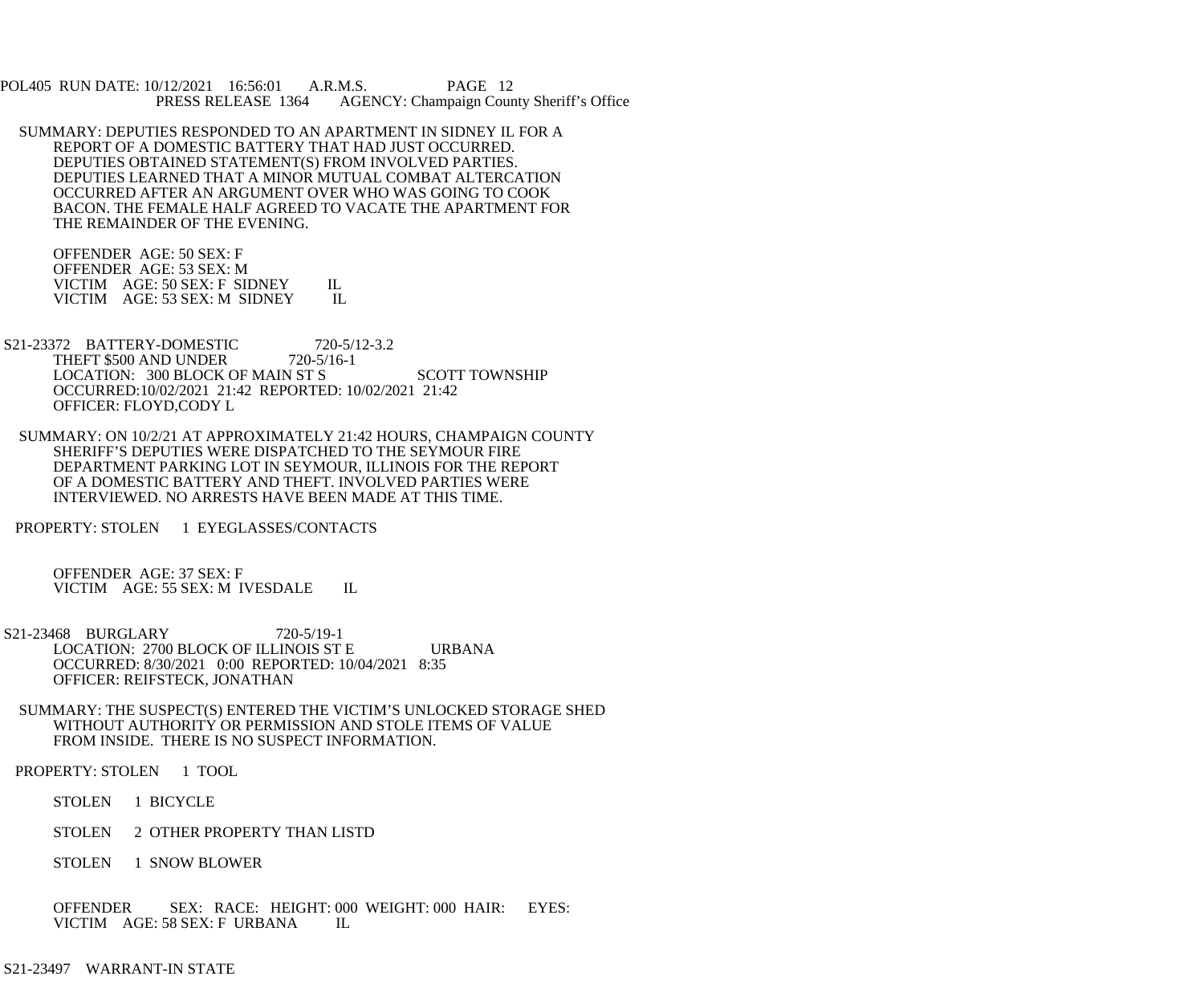SUMMARY: DEPUTIES RESPONDED TO AN APARTMENT IN SIDNEY IL FOR A REPORT OF A DOMESTIC BATTERY THAT HAD JUST OCCURRED. DEPUTIES OBTAINED STATEMENT(S) FROM INVOLVED PARTIES. DEPUTIES LEARNED THAT A MINOR MUTUAL COMBAT ALTERCATION OCCURRED AFTER AN ARGUMENT OVER WHO WAS GOING TO COOK BACON. THE FEMALE HALF AGREED TO VACATE THE APARTMENT FOR THE REMAINDER OF THE EVENING.

OFFENDER AGE: 50 SEX: F
OFFENDER AGE: 53 SEX: M
VICTIM AGE: 50 SEX: F SIDNEY IL
VICTIM AGE: 53 SEX: M SIDNEY IL

S21-23372 BATTERY-DOMESTIC 720-5/12-3.2
THEFT $500 AND UNDER 720-5/16-1
LOCATION: 300 BLOCK OF MAIN ST S SCOTT TOWNSHIP
OCCURRED:10/02/2021 21:42 REPORTED: 10/02/2021 21:42
OFFICER: FLOYD,CODY L

SUMMARY: ON 10/2/21 AT APPROXIMATELY 21:42 HOURS, CHAMPAIGN COUNTY SHERIFF'S DEPUTIES WERE DISPATCHED TO THE SEYMOUR FIRE DEPARTMENT PARKING LOT IN SEYMOUR, ILLINOIS FOR THE REPORT OF A DOMESTIC BATTERY AND THEFT. INVOLVED PARTIES WERE INTERVIEWED. NO ARRESTS HAVE BEEN MADE AT THIS TIME.

PROPERTY: STOLEN 1 EYEGLASSES/CONTACTS

OFFENDER AGE: 37 SEX: F
VICTIM AGE: 55 SEX: M IVESDALE IL

S21-23468 BURGLARY 720-5/19-1
LOCATION: 2700 BLOCK OF ILLINOIS ST E URBANA
OCCURRED: 8/30/2021 0:00 REPORTED: 10/04/2021 8:35
OFFICER: REIFSTECK, JONATHAN

SUMMARY: THE SUSPECT(S) ENTERED THE VICTIM'S UNLOCKED STORAGE SHED WITHOUT AUTHORITY OR PERMISSION AND STOLE ITEMS OF VALUE FROM INSIDE. THERE IS NO SUSPECT INFORMATION.

PROPERTY: STOLEN 1 TOOL

STOLEN 1 BICYCLE

STOLEN 2 OTHER PROPERTY THAN LISTD

STOLEN 1 SNOW BLOWER

OFFENDER SEX: RACE: HEIGHT: 000 WEIGHT: 000 HAIR: EYES:
VICTIM AGE: 58 SEX: F URBANA IL

S21-23497 WARRANT-IN STATE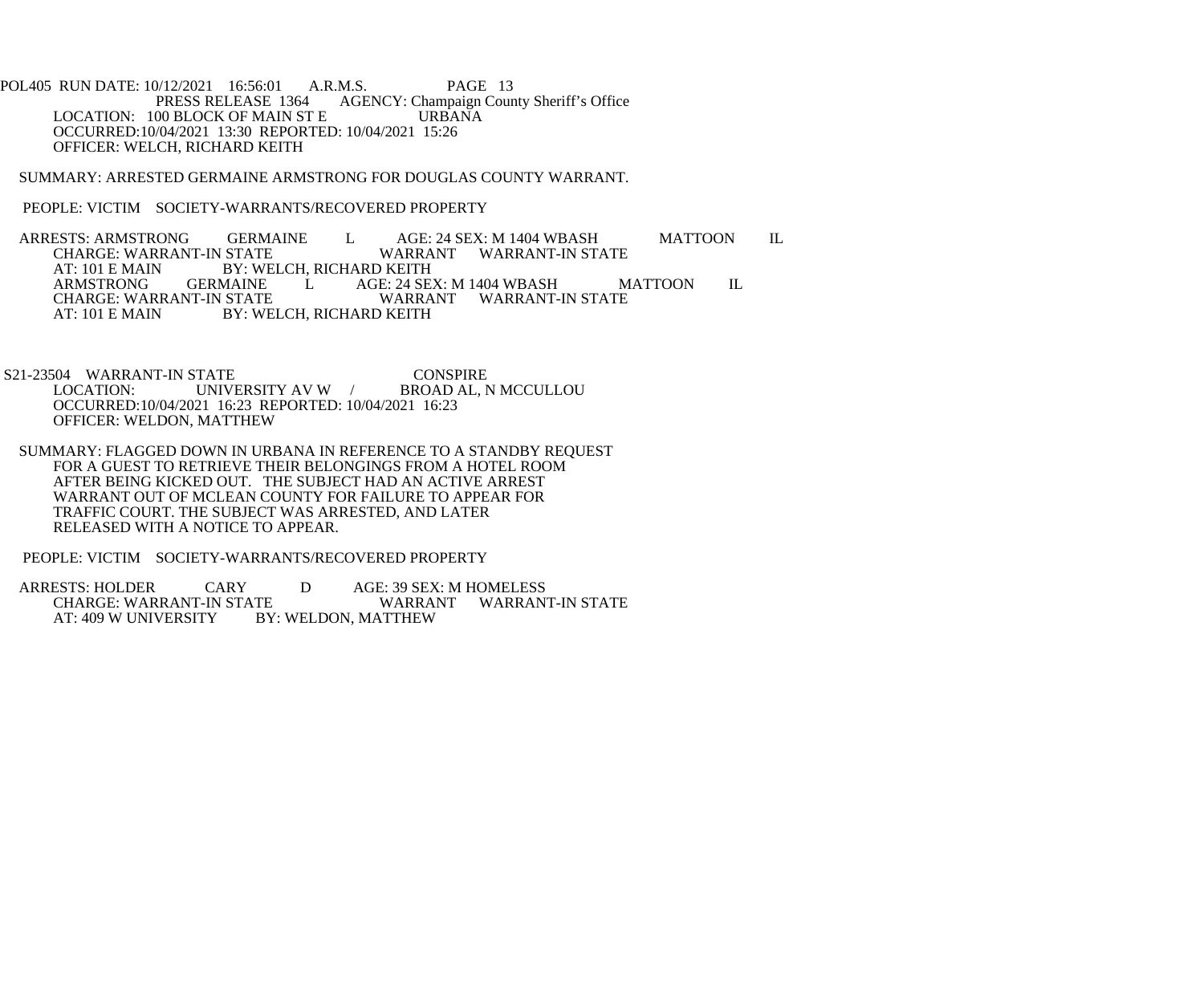POL405 RUN DATE: 10/12/2021 16:56:01 A.R.M.S. PAGE 13
PRESS RELEASE 1364 AGENCY: Champaign County Sheriff's Office
LOCATION: 100 BLOCK OF MAIN ST E URBANA
OCCURRED:10/04/2021 13:30 REPORTED: 10/04/2021 15:26
OFFICER: WELCH, RICHARD KEITH

SUMMARY: ARRESTED GERMAINE ARMSTRONG FOR DOUGLAS COUNTY WARRANT.

PEOPLE: VICTIM SOCIETY-WARRANTS/RECOVERED PROPERTY

ARRESTS: ARMSTRONG GERMAINE L AGE: 24 SEX: M 1404 WBASH MATTOON IL
CHARGE: WARRANT-IN STATE WARRANT WARRANT-IN STATE
AT: 101 E MAIN BY: WELCH, RICHARD KEITH
ARMSTRONG GERMAINE L AGE: 24 SEX: M 1404 WBASH MATTOON IL
CHARGE: WARRANT-IN STATE WARRANT WARRANT-IN STATE
AT: 101 E MAIN BY: WELCH, RICHARD KEITH

S21-23504 WARRANT-IN STATE CONSPIRE
LOCATION: UNIVERSITY AV W / BROAD AL, N MCCULLOU
OCCURRED:10/04/2021 16:23 REPORTED: 10/04/2021 16:23
OFFICER: WELDON, MATTHEW

SUMMARY: FLAGGED DOWN IN URBANA IN REFERENCE TO A STANDBY REQUEST FOR A GUEST TO RETRIEVE THEIR BELONGINGS FROM A HOTEL ROOM AFTER BEING KICKED OUT. THE SUBJECT HAD AN ACTIVE ARREST WARRANT OUT OF MCLEAN COUNTY FOR FAILURE TO APPEAR FOR TRAFFIC COURT. THE SUBJECT WAS ARRESTED, AND LATER RELEASED WITH A NOTICE TO APPEAR.

PEOPLE: VICTIM SOCIETY-WARRANTS/RECOVERED PROPERTY

ARRESTS: HOLDER CARY D AGE: 39 SEX: M HOMELESS
CHARGE: WARRANT-IN STATE WARRANT WARRANT-IN STATE
AT: 409 W UNIVERSITY BY: WELDON, MATTHEW